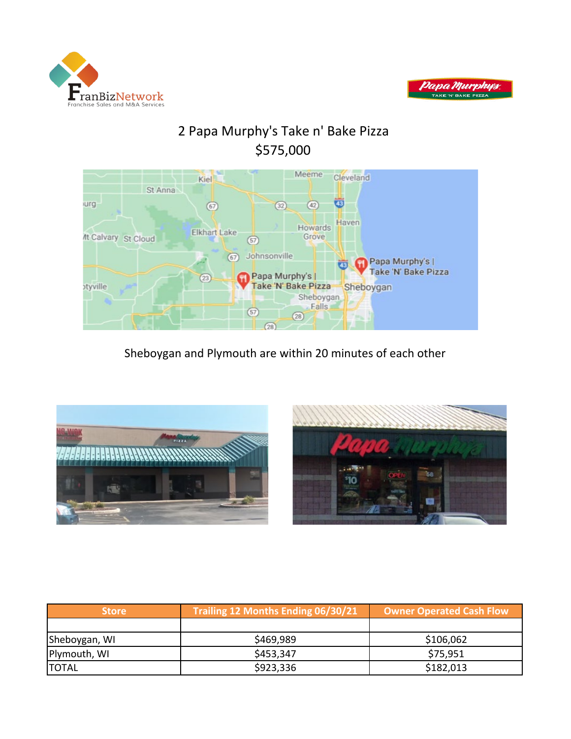# 2 Papa Murphy's Take n' Bake Pizza

## $575,000

Sheboygan and Plymouth are within 20 minutes of each other

| Store | Trailing 12 Months Ending 06/30/21 | Owner Operated Cash Flow |
|---|---|---|
| | | |
| Sheboygan, WI | $469,989 | $106,062 |
| Plymouth, WI | $453,347 | $75,951 |
| TOTAL | $923,336 | $182,013 |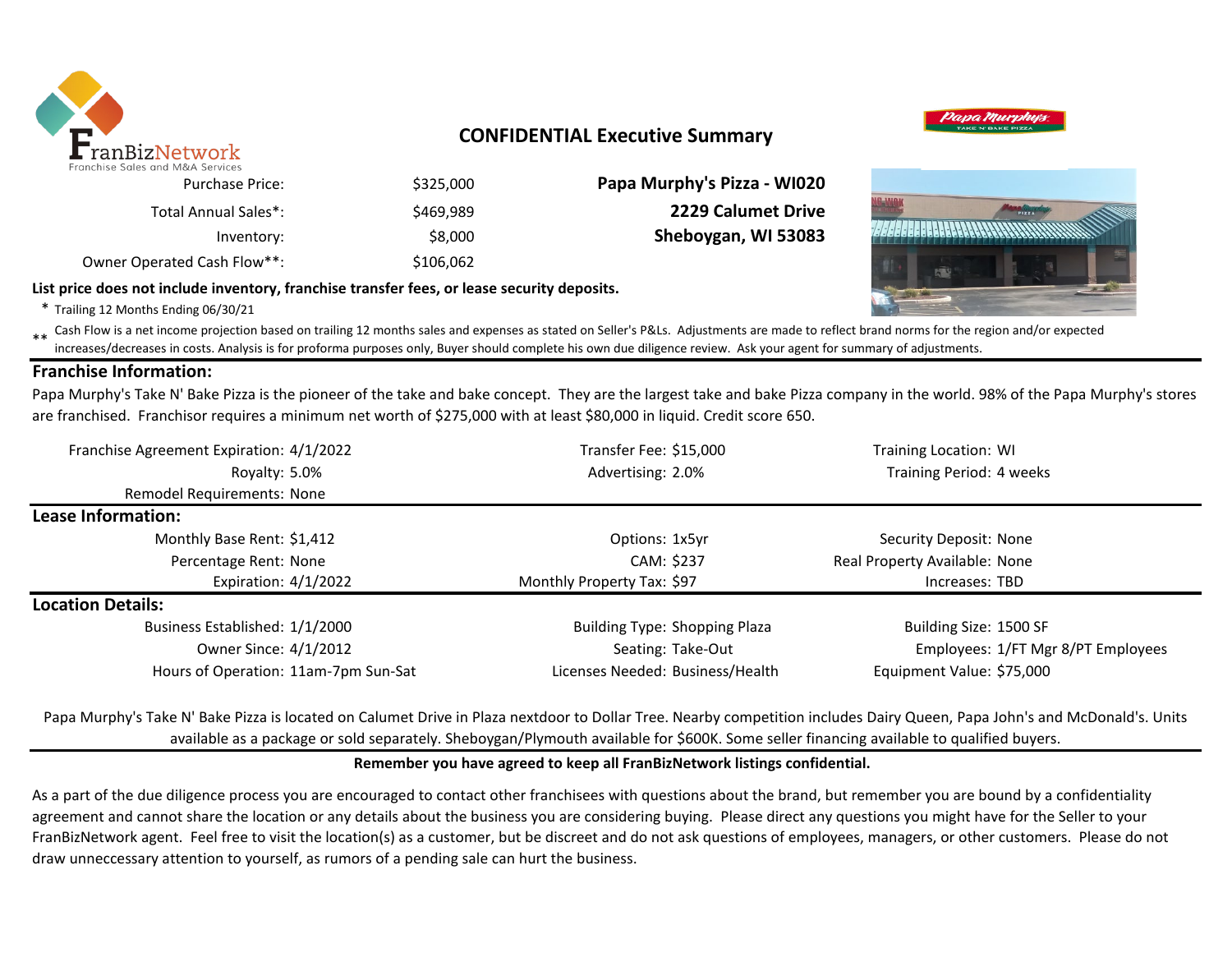FranBizNetwork
Franchise Sales and M&A Services

# CONFIDENTIAL Executive Summary

| | |
|---|---|
| Purchase Price: | $325,000 |
| Total Annual Sales*: | $469,989 |
| Inventory: | $8,000 |
| Owner Operated Cash Flow**: | $106,062 |

**Papa Murphy's Pizza - WI020**
**2229 Calumet Drive**
**Sheboygan, WI 53083**

**List price does not include inventory, franchise transfer fees, or lease security deposits.**

\* Trailing 12 Months Ending 06/30/21

\*\* Cash Flow is a net income projection based on trailing 12 months sales and expenses as stated on Seller's P&Ls. Adjustments are made to reflect brand norms for the region and/or expected increases/decreases in costs. Analysis is for proforma purposes only, Buyer should complete his own due diligence review. Ask your agent for summary of adjustments.

## Franchise Information:

Papa Murphy's Take N' Bake Pizza is the pioneer of the take and bake concept. They are the largest take and bake Pizza company in the world. 98% of the Papa Murphy's stores are franchised. Franchisor requires a minimum net worth of $275,000 with at least $80,000 in liquid. Credit score 650.

| | | |
|---|---|---|
| Franchise Agreement Expiration: 4/1/2022 | Transfer Fee: $15,000 | Training Location: WI |
| Royalty: 5.0% | Advertising: 2.0% | Training Period: 4 weeks |
| Remodel Requirements: None | | |

## Lease Information:

| | | |
|---|---|---|
| Monthly Base Rent: $1,412 | Options: 1x5yr | Security Deposit: None |
| Percentage Rent: None | CAM: $237 | Real Property Available: None |
| Expiration: 4/1/2022 | Monthly Property Tax: $97 | Increases: TBD |

## Location Details:

| | | |
|---|---|---|
| Business Established: 1/1/2000 | Building Type: Shopping Plaza | Building Size: 1500 SF |
| Owner Since: 4/1/2012 | Seating: Take-Out | Employees: 1/FT Mgr 8/PT Employees |
| Hours of Operation: 11am-7pm Sun-Sat | Licenses Needed: Business/Health | Equipment Value: $75,000 |

Papa Murphy's Take N' Bake Pizza is located on Calumet Drive in Plaza nextdoor to Dollar Tree. Nearby competition includes Dairy Queen, Papa John's and McDonald's. Units available as a package or sold separately. Sheboygan/Plymouth available for $600K. Some seller financing available to qualified buyers.

**Remember you have agreed to keep all FranBizNetwork listings confidential.**

As a part of the due diligence process you are encouraged to contact other franchisees with questions about the brand, but remember you are bound by a confidentiality agreement and cannot share the location or any details about the business you are considering buying. Please direct any questions you might have for the Seller to your FranBizNetwork agent. Feel free to visit the location(s) as a customer, but be discreet and do not ask questions of employees, managers, or other customers. Please do not draw unnecessary attention to yourself, as rumors of a pending sale can hurt the business.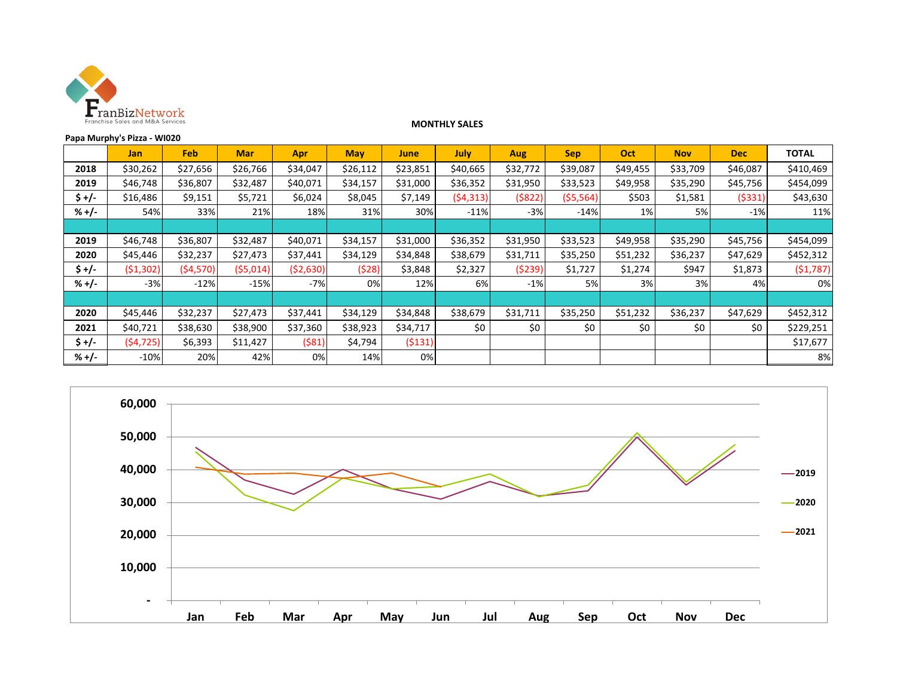FranBizNetwork
Franchise Sales and M&A Services

**MONTHLY SALES**

**Papa Murphy's Pizza - WI020**

| | Jan | Feb | Mar | Apr | May | June | July | Aug | Sep | Oct | Nov | Dec | TOTAL |
|---|---|---|---|---|---|---|---|---|---|---|---|---|---|
| **2018** | $30,262 | $27,656 | $26,766 | $34,047 | $26,112 | $23,851 | $40,665 | $32,772 | $39,087 | $49,455 | $33,709 | $46,087 | $410,469 |
| **2019** | $46,748 | $36,807 | $32,487 | $40,071 | $34,157 | $31,000 | $36,352 | $31,950 | $33,523 | $49,958 | $35,290 | $45,756 | $454,099 |
| **$ +/-** | $16,486 | $9,151 | $5,721 | $6,024 | $8,045 | $7,149 | ($4,313) | ($822) | ($5,564) | $503 | $1,581 | ($331) | $43,630 |
| **% +/-** | 54% | 33% | 21% | 18% | 31% | 30% | -11% | -3% | -14% | 1% | 5% | -1% | 11% |
| | | | | | | | | | | | | | |
| **2019** | $46,748 | $36,807 | $32,487 | $40,071 | $34,157 | $31,000 | $36,352 | $31,950 | $33,523 | $49,958 | $35,290 | $45,756 | $454,099 |
| **2020** | $45,446 | $32,237 | $27,473 | $37,441 | $34,129 | $34,848 | $38,679 | $31,711 | $35,250 | $51,232 | $36,237 | $47,629 | $452,312 |
| **$ +/-** | ($1,302) | ($4,570) | ($5,014) | ($2,630) | ($28) | $3,848 | $2,327 | ($239) | $1,727 | $1,274 | $947 | $1,873 | ($1,787) |
| **% +/-** | -3% | -12% | -15% | -7% | 0% | 12% | 6% | -1% | 5% | 3% | 3% | 4% | 0% |
| | | | | | | | | | | | | | |
| **2020** | $45,446 | $32,237 | $27,473 | $37,441 | $34,129 | $34,848 | $38,679 | $31,711 | $35,250 | $51,232 | $36,237 | $47,629 | $452,312 |
| **2021** | $40,721 | $38,630 | $38,900 | $37,360 | $38,923 | $34,717 | $0 | $0 | $0 | $0 | $0 | $0 | $229,251 |
| **$ +/-** | ($4,725) | $6,393 | $11,427 | ($81) | $4,794 | ($131) | | | | | | | $17,677 |
| **% +/-** | -10% | 20% | 42% | 0% | 14% | 0% | | | | | | | 8% |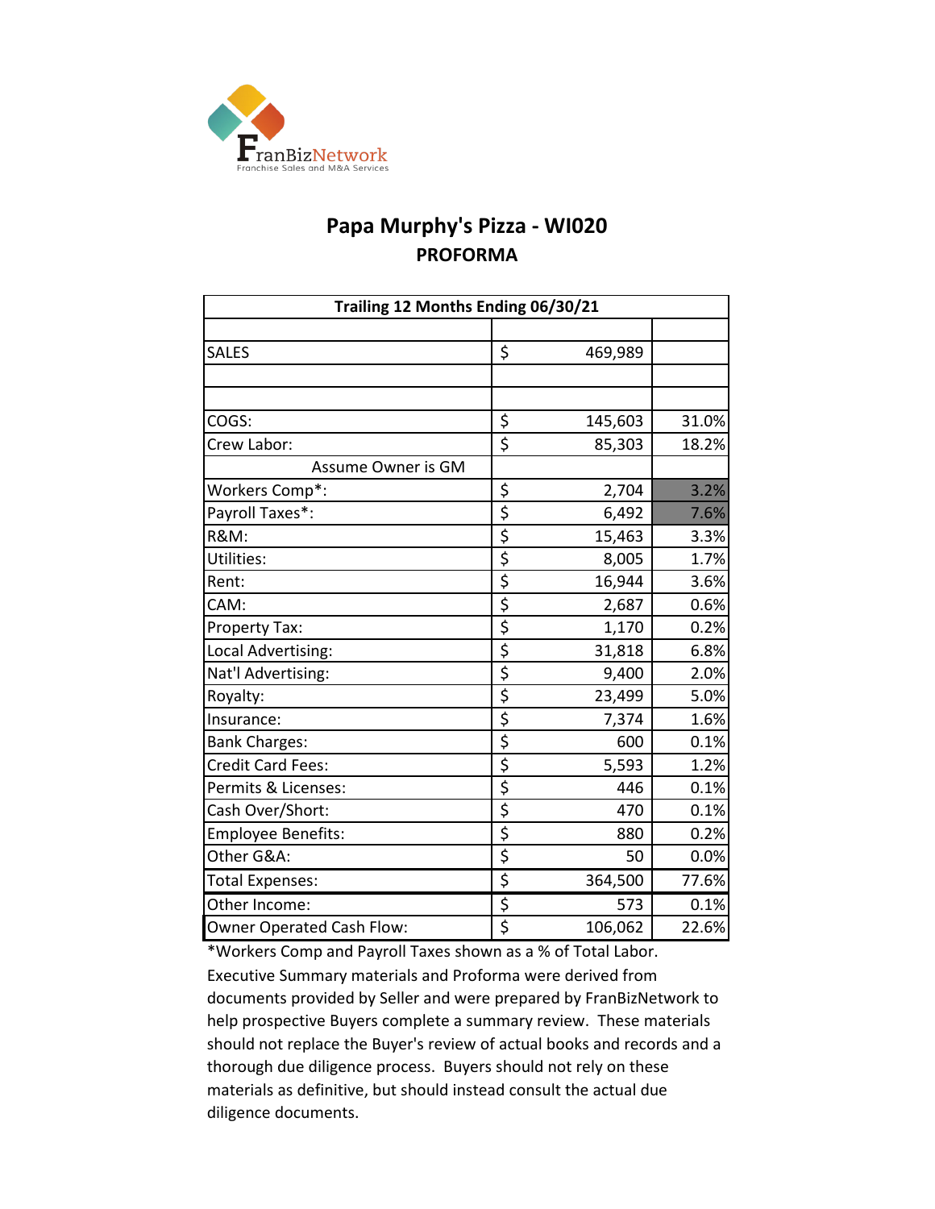FranBizNetwork
Franchise Sales and M&A Services

# Papa Murphy's Pizza - WI020

## PROFORMA

| Trailing 12 Months Ending 06/30/21 | | |
|---|---|---|
| | | |
| SALES | $ 469,989 | |
| | | |
| | | |
| COGS: | $ 145,603 | 31.0% |
| Crew Labor: | $ 85,303 | 18.2% |
| Assume Owner is GM | | |
| Workers Comp*: | $ 2,704 | 3.2% |
| Payroll Taxes*: | $ 6,492 | 7.6% |
| R&M: | $ 15,463 | 3.3% |
| Utilities: | $ 8,005 | 1.7% |
| Rent: | $ 16,944 | 3.6% |
| CAM: | $ 2,687 | 0.6% |
| Property Tax: | $ 1,170 | 0.2% |
| Local Advertising: | $ 31,818 | 6.8% |
| Nat'l Advertising: | $ 9,400 | 2.0% |
| Royalty: | $ 23,499 | 5.0% |
| Insurance: | $ 7,374 | 1.6% |
| Bank Charges: | $ 600 | 0.1% |
| Credit Card Fees: | $ 5,593 | 1.2% |
| Permits & Licenses: | $ 446 | 0.1% |
| Cash Over/Short: | $ 470 | 0.1% |
| Employee Benefits: | $ 880 | 0.2% |
| Other G&A: | $ 50 | 0.0% |
| Total Expenses: | $ 364,500 | 77.6% |
| Other Income: | $ 573 | 0.1% |
| Owner Operated Cash Flow: | $ 106,062 | 22.6% |

*Workers Comp and Payroll Taxes shown as a % of Total Labor.
Executive Summary materials and Proforma were derived from documents provided by Seller and were prepared by FranBizNetwork to help prospective Buyers complete a summary review. These materials should not replace the Buyer's review of actual books and records and a thorough due diligence process. Buyers should not rely on these materials as definitive, but should instead consult the actual due diligence documents.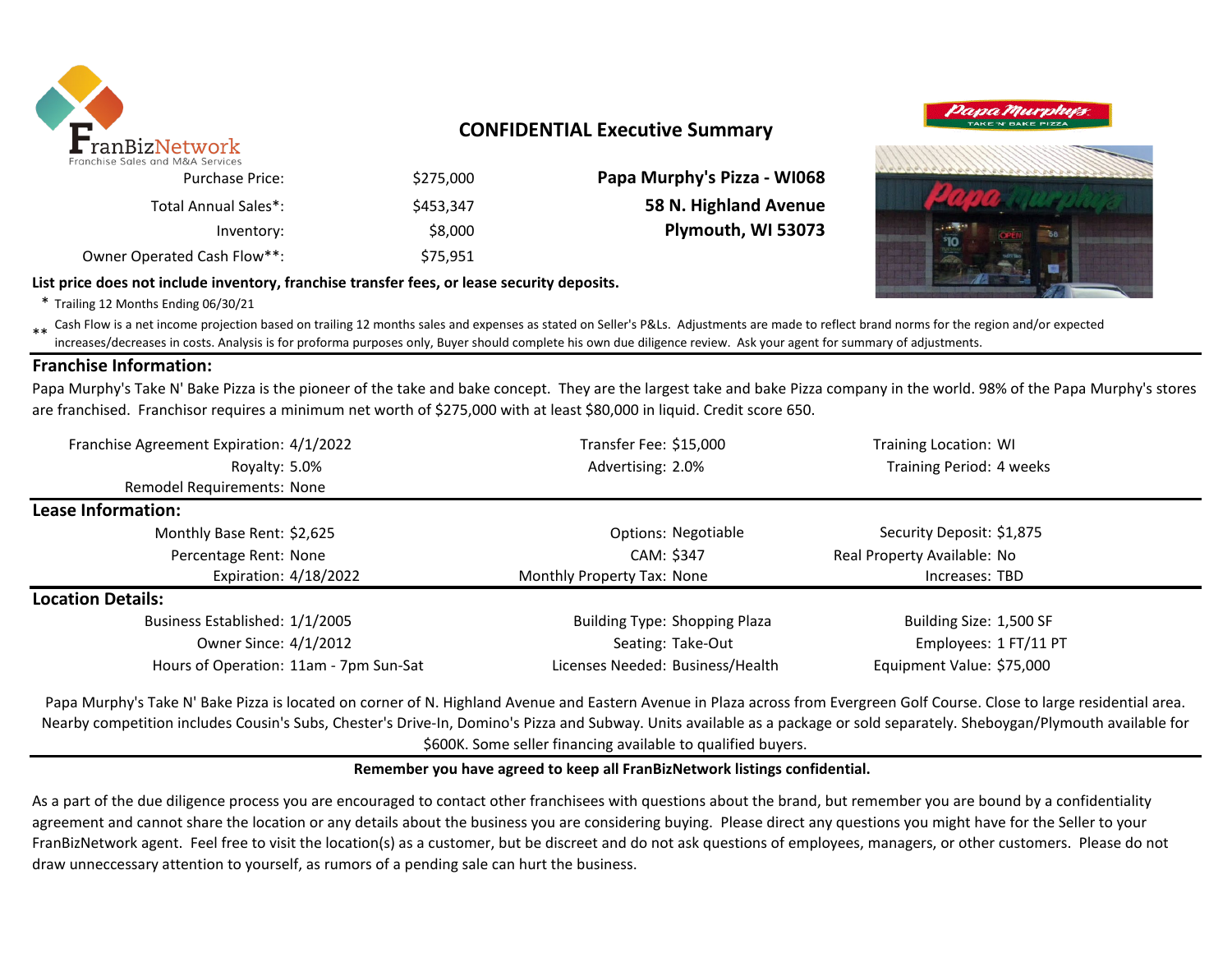# CONFIDENTIAL Executive Summary

| | |
|---|---|
| Purchase Price: | $275,000 |
| Total Annual Sales*: | $453,347 |
| Inventory: | $8,000 |
| Owner Operated Cash Flow**: | $75,951 |

**Papa Murphy's Pizza - WI068**
**58 N. Highland Avenue**
**Plymouth, WI 53073**

**List price does not include inventory, franchise transfer fees, or lease security deposits.**

\* Trailing 12 Months Ending 06/30/21

\*\* Cash Flow is a net income projection based on trailing 12 months sales and expenses as stated on Seller's P&Ls. Adjustments are made to reflect brand norms for the region and/or expected increases/decreases in costs. Analysis is for proforma purposes only, Buyer should complete his own due diligence review. Ask your agent for summary of adjustments.

## Franchise Information:

Papa Murphy's Take N' Bake Pizza is the pioneer of the take and bake concept. They are the largest take and bake Pizza company in the world. 98% of the Papa Murphy's stores are franchised. Franchisor requires a minimum net worth of $275,000 with at least $80,000 in liquid. Credit score 650.

| | | |
|---|---|---|
| Franchise Agreement Expiration: 4/1/2022 | Transfer Fee: $15,000 | Training Location: WI |
| Royalty: 5.0% | Advertising: 2.0% | Training Period: 4 weeks |
| Remodel Requirements: None | | |

## Lease Information:

| | | |
|---|---|---|
| Monthly Base Rent: $2,625 | Options: Negotiable | Security Deposit: $1,875 |
| Percentage Rent: None | CAM: $347 | Real Property Available: No |
| Expiration: 4/18/2022 | Monthly Property Tax: None | Increases: TBD |

## Location Details:

| | | |
|---|---|---|
| Business Established: 1/1/2005 | Building Type: Shopping Plaza | Building Size: 1,500 SF |
| Owner Since: 4/1/2012 | Seating: Take-Out | Employees: 1 FT/11 PT |
| Hours of Operation: 11am - 7pm Sun-Sat | Licenses Needed: Business/Health | Equipment Value: $75,000 |

Papa Murphy's Take N' Bake Pizza is located on corner of N. Highland Avenue and Eastern Avenue in Plaza across from Evergreen Golf Course. Close to large residential area. Nearby competition includes Cousin's Subs, Chester's Drive-In, Domino's Pizza and Subway. Units available as a package or sold separately. Sheboygan/Plymouth available for $600K. Some seller financing available to qualified buyers.

**Remember you have agreed to keep all FranBizNetwork listings confidential.**

As a part of the due diligence process you are encouraged to contact other franchisees with questions about the brand, but remember you are bound by a confidentiality agreement and cannot share the location or any details about the business you are considering buying. Please direct any questions you might have for the Seller to your FranBizNetwork agent. Feel free to visit the location(s) as a customer, but be discreet and do not ask questions of employees, managers, or other customers. Please do not draw unneccessary attention to yourself, as rumors of a pending sale can hurt the business.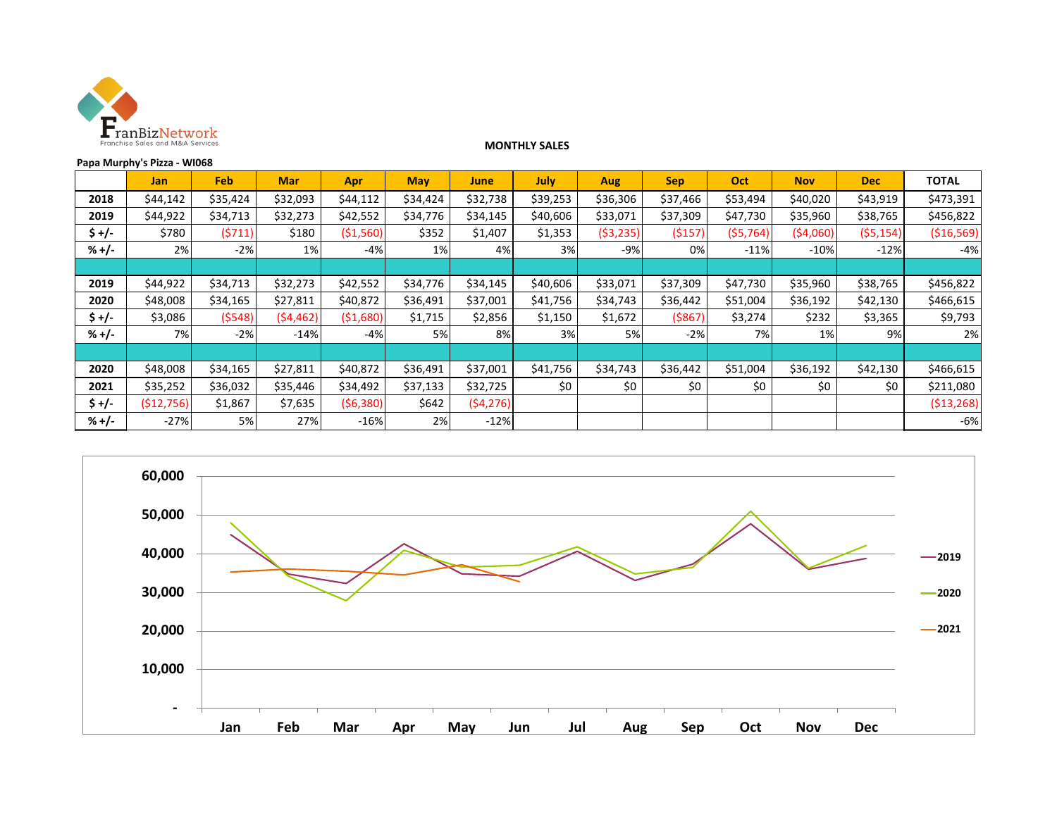FranBizNetwork
Franchise Sales and M&A Services

**MONTHLY SALES**

**Papa Murphy's Pizza - WI068**

| | Jan | Feb | Mar | Apr | May | June | July | Aug | Sep | Oct | Nov | Dec | TOTAL |
|---|---|---|---|---|---|---|---|---|---|---|---|---|---|
| **2018** | $44,142 | $35,424 | $32,093 | $44,112 | $34,424 | $32,738 | $39,253 | $36,306 | $37,466 | $53,494 | $40,020 | $43,919 | $473,391 |
| **2019** | $44,922 | $34,713 | $32,273 | $42,552 | $34,776 | $34,145 | $40,606 | $33,071 | $37,309 | $47,730 | $35,960 | $38,765 | $456,822 |
| **$ +/-** | $780 | ($711) | $180 | ($1,560) | $352 | $1,407 | $1,353 | ($3,235) | ($157) | ($5,764) | ($4,060) | ($5,154) | ($16,569) |
| **% +/-** | 2% | -2% | 1% | -4% | 1% | 4% | 3% | -9% | 0% | -11% | -10% | -12% | -4% |
| | | | | | | | | | | | | | |
| **2019** | $44,922 | $34,713 | $32,273 | $42,552 | $34,776 | $34,145 | $40,606 | $33,071 | $37,309 | $47,730 | $35,960 | $38,765 | $456,822 |
| **2020** | $48,008 | $34,165 | $27,811 | $40,872 | $36,491 | $37,001 | $41,756 | $34,743 | $36,442 | $51,004 | $36,192 | $42,130 | $466,615 |
| **$ +/-** | $3,086 | ($548) | ($4,462) | ($1,680) | $1,715 | $2,856 | $1,150 | $1,672 | ($867) | $3,274 | $232 | $3,365 | $9,793 |
| **% +/-** | 7% | -2% | -14% | -4% | 5% | 8% | 3% | 5% | -2% | 7% | 1% | 9% | 2% |
| | | | | | | | | | | | | | |
| **2020** | $48,008 | $34,165 | $27,811 | $40,872 | $36,491 | $37,001 | $41,756 | $34,743 | $36,442 | $51,004 | $36,192 | $42,130 | $466,615 |
| **2021** | $35,252 | $36,032 | $35,446 | $34,492 | $37,133 | $32,725 | $0 | $0 | $0 | $0 | $0 | $0 | $211,080 |
| **$ +/-** | ($12,756) | $1,867 | $7,635 | ($6,380) | $642 | ($4,276) | | | | | | | ($13,268) |
| **% +/-** | -27% | 5% | 27% | -16% | 2% | -12% | | | | | | | -6% |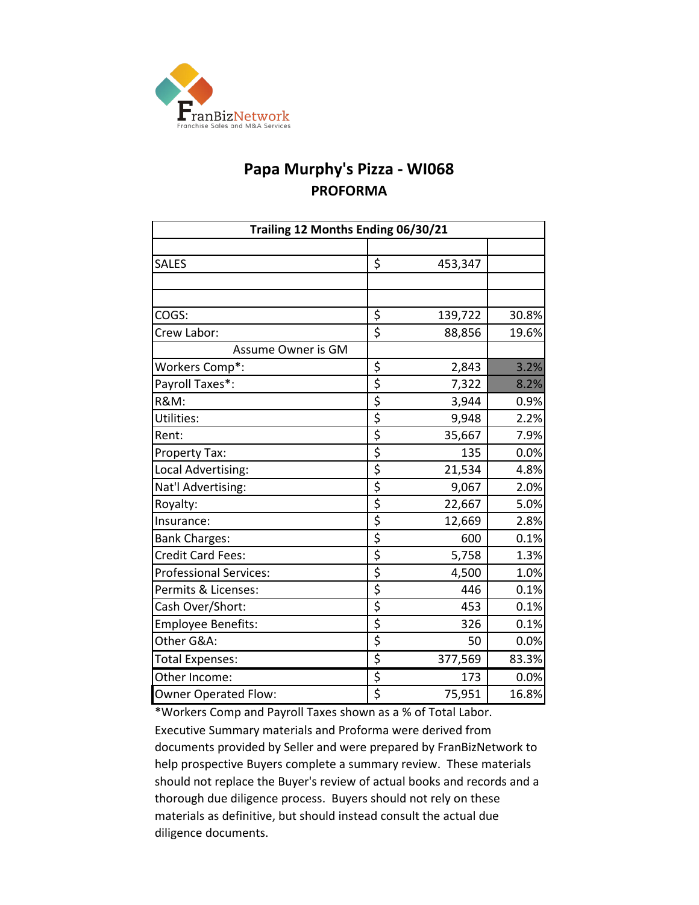FranBizNetwork
Franchise Sales and M&A Services

# Papa Murphy's Pizza - WI068

## PROFORMA

| Trailing 12 Months Ending 06/30/21 | | |
|---|---|---|
| | | |
| SALES | $ 453,347 | |
| | | |
| | | |
| COGS: | $ 139,722 | 30.8% |
| Crew Labor: | $ 88,856 | 19.6% |
| Assume Owner is GM | | |
| Workers Comp*: | $ 2,843 | 3.2% |
| Payroll Taxes*: | $ 7,322 | 8.2% |
| R&M: | $ 3,944 | 0.9% |
| Utilities: | $ 9,948 | 2.2% |
| Rent: | $ 35,667 | 7.9% |
| Property Tax: | $ 135 | 0.0% |
| Local Advertising: | $ 21,534 | 4.8% |
| Nat'l Advertising: | $ 9,067 | 2.0% |
| Royalty: | $ 22,667 | 5.0% |
| Insurance: | $ 12,669 | 2.8% |
| Bank Charges: | $ 600 | 0.1% |
| Credit Card Fees: | $ 5,758 | 1.3% |
| Professional Services: | $ 4,500 | 1.0% |
| Permits & Licenses: | $ 446 | 0.1% |
| Cash Over/Short: | $ 453 | 0.1% |
| Employee Benefits: | $ 326 | 0.1% |
| Other G&A: | $ 50 | 0.0% |
| Total Expenses: | $ 377,569 | 83.3% |
| Other Income: | $ 173 | 0.0% |
| Owner Operated Flow: | $ 75,951 | 16.8% |

*Workers Comp and Payroll Taxes shown as a % of Total Labor.
Executive Summary materials and Proforma were derived from documents provided by Seller and were prepared by FranBizNetwork to help prospective Buyers complete a summary review. These materials should not replace the Buyer's review of actual books and records and a thorough due diligence process. Buyers should not rely on these materials as definitive, but should instead consult the actual due diligence documents.